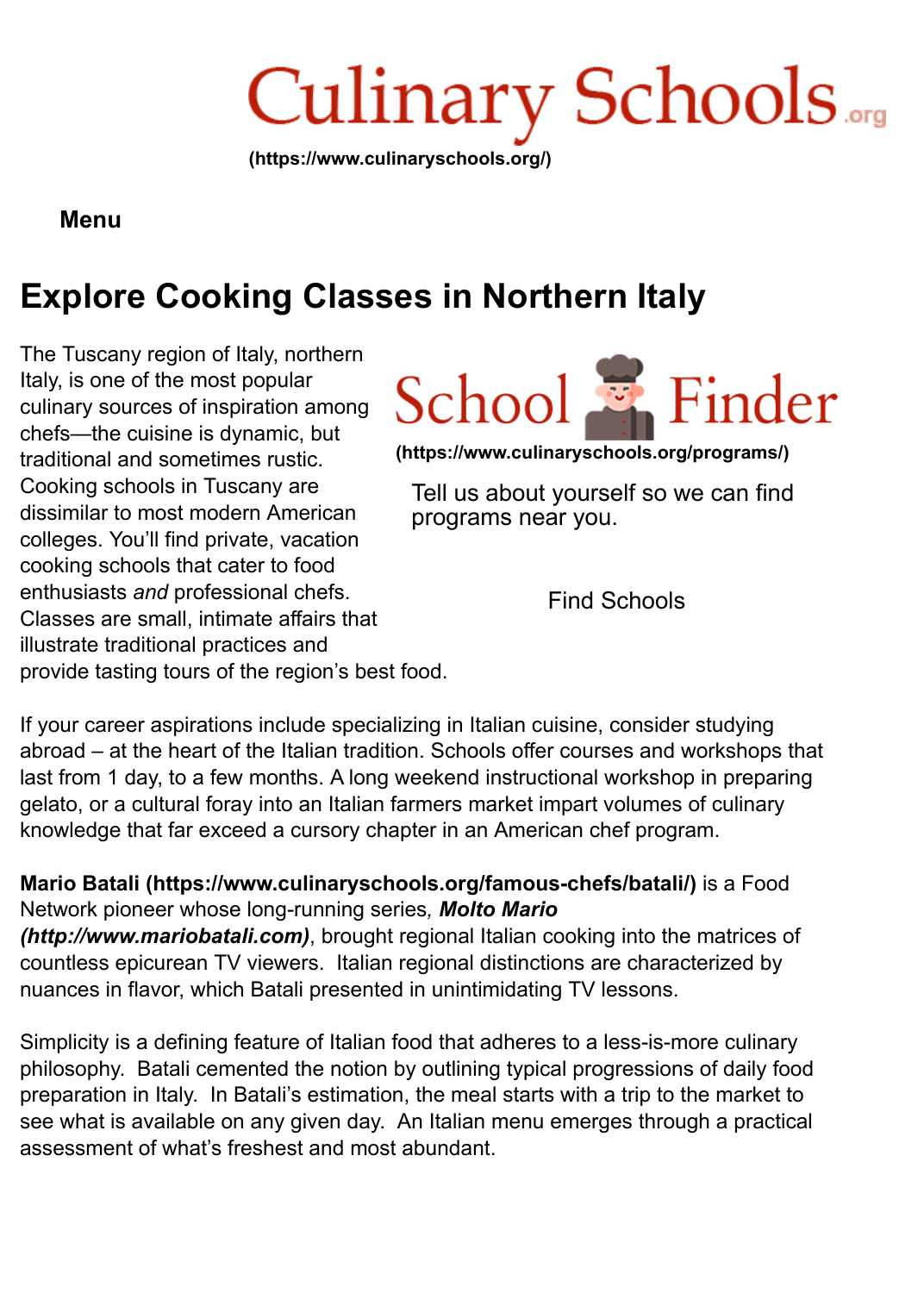Culinary Schools.org

**(https://www.culinaryschools.org/)**

**Menu**

# Explore Cooking Classes in Northern Italy

School Finder

**(https://www.culinaryschools.org/programs/)**

Tell us about yourself so we can find programs near you.

Find Schools

The Tuscany region of Italy, northern Italy, is one of the most popular culinary sources of inspiration among chefs—the cuisine is dynamic, but traditional and sometimes rustic. Cooking schools in Tuscany are dissimilar to most modern American colleges. You'll find private, vacation cooking schools that cater to food enthusiasts *and* professional chefs. Classes are small, intimate affairs that illustrate traditional practices and provide tasting tours of the region's best food.

If your career aspirations include specializing in Italian cuisine, consider studying abroad – at the heart of the Italian tradition. Schools offer courses and workshops that last from 1 day, to a few months. A long weekend instructional workshop in preparing gelato, or a cultural foray into an Italian farmers market impart volumes of culinary knowledge that far exceed a cursory chapter in an American chef program.

**Mario Batali (https://www.culinaryschools.org/famous-chefs/batali/)** is a Food Network pioneer whose long-running series, ***Molto Mario (http://www.mariobatali.com)***, brought regional Italian cooking into the matrices of countless epicurean TV viewers. Italian regional distinctions are characterized by nuances in flavor, which Batali presented in unintimidating TV lessons.

Simplicity is a defining feature of Italian food that adheres to a less-is-more culinary philosophy. Batali cemented the notion by outlining typical progressions of daily food preparation in Italy. In Batali's estimation, the meal starts with a trip to the market to see what is available on any given day. An Italian menu emerges through a practical assessment of what's freshest and most abundant.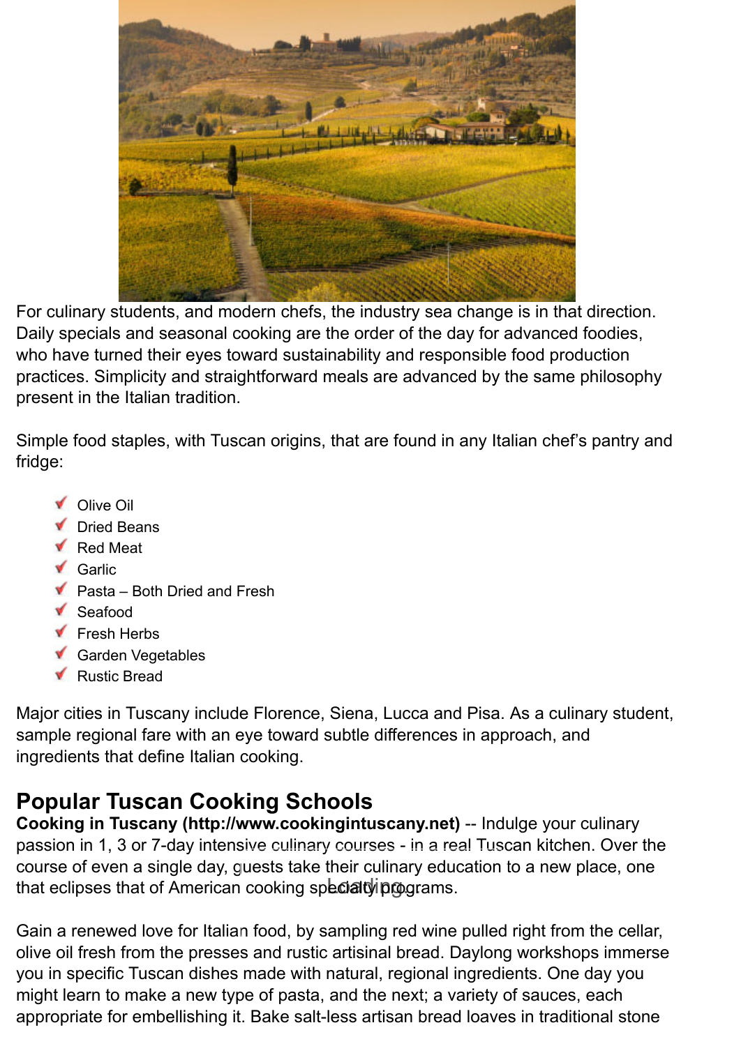For culinary students, and modern chefs, the industry sea change is in that direction. Daily specials and seasonal cooking are the order of the day for advanced foodies, who have turned their eyes toward sustainability and responsible food production practices. Simplicity and straightforward meals are advanced by the same philosophy present in the Italian tradition.

Simple food staples, with Tuscan origins, that are found in any Italian chef's pantry and fridge:

- Olive Oil
- Dried Beans
- Red Meat
- Garlic
- Pasta – Both Dried and Fresh
- Seafood
- Fresh Herbs
- Garden Vegetables
- Rustic Bread

Major cities in Tuscany include Florence, Siena, Lucca and Pisa. As a culinary student, sample regional fare with an eye toward subtle differences in approach, and ingredients that define Italian cooking.

## Popular Tuscan Cooking Schools

**Cooking in Tuscany (http://www.cookingintuscany.net)** -- Indulge your culinary passion in 1, 3 or 7-day intensive culinary courses - in a real Tuscan kitchen. Over the course of even a single day, guests take their culinary education to a new place, one that eclipses that of American cooking specialty programs.

Gain a renewed love for Italian food, by sampling red wine pulled right from the cellar, olive oil fresh from the presses and rustic artisinal bread. Daylong workshops immerse you in specific Tuscan dishes made with natural, regional ingredients. One day you might learn to make a new type of pasta, and the next; a variety of sauces, each appropriate for embellishing it. Bake salt-less artisan bread loaves in traditional stone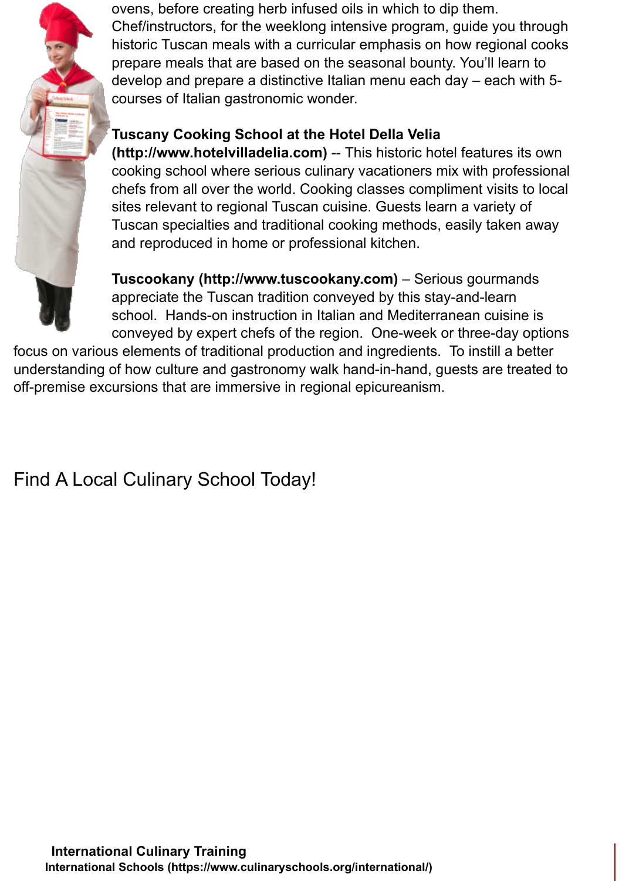ovens, before creating herb infused oils in which to dip them. Chef/instructors, for the weeklong intensive program, guide you through historic Tuscan meals with a curricular emphasis on how regional cooks prepare meals that are based on the seasonal bounty. You'll learn to develop and prepare a distinctive Italian menu each day – each with 5-courses of Italian gastronomic wonder.

**Tuscany Cooking School at the Hotel Della Velia (http://www.hotelvilladelia.com)** -- This historic hotel features its own cooking school where serious culinary vacationers mix with professional chefs from all over the world. Cooking classes compliment visits to local sites relevant to regional Tuscan cuisine. Guests learn a variety of Tuscan specialties and traditional cooking methods, easily taken away and reproduced in home or professional kitchen.

**Tuscookany (http://www.tuscookany.com)** – Serious gourmands appreciate the Tuscan tradition conveyed by this stay-and-learn school. Hands-on instruction in Italian and Mediterranean cuisine is conveyed by expert chefs of the region. One-week or three-day options focus on various elements of traditional production and ingredients. To instill a better understanding of how culture and gastronomy walk hand-in-hand, guests are treated to off-premise excursions that are immersive in regional epicureanism.

## Find A Local Culinary School Today!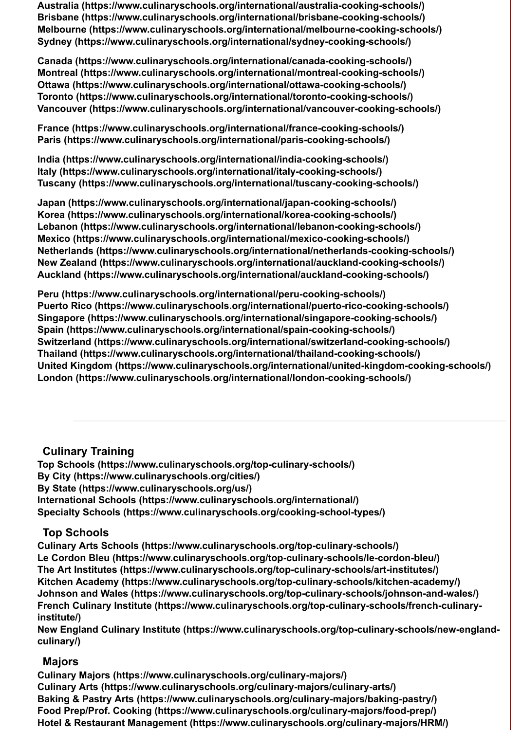**Australia (https://www.culinaryschools.org/international/australia-cooking-schools/)**
**Brisbane (https://www.culinaryschools.org/international/brisbane-cooking-schools/)**
**Melbourne (https://www.culinaryschools.org/international/melbourne-cooking-schools/)**
**Sydney (https://www.culinaryschools.org/international/sydney-cooking-schools/)**

**Canada (https://www.culinaryschools.org/international/canada-cooking-schools/)**
**Montreal (https://www.culinaryschools.org/international/montreal-cooking-schools/)**
**Ottawa (https://www.culinaryschools.org/international/ottawa-cooking-schools/)**
**Toronto (https://www.culinaryschools.org/international/toronto-cooking-schools/)**
**Vancouver (https://www.culinaryschools.org/international/vancouver-cooking-schools/)**

**France (https://www.culinaryschools.org/international/france-cooking-schools/)**
**Paris (https://www.culinaryschools.org/international/paris-cooking-schools/)**

**India (https://www.culinaryschools.org/international/india-cooking-schools/)**
**Italy (https://www.culinaryschools.org/international/italy-cooking-schools/)**
**Tuscany (https://www.culinaryschools.org/international/tuscany-cooking-schools/)**

**Japan (https://www.culinaryschools.org/international/japan-cooking-schools/)**
**Korea (https://www.culinaryschools.org/international/korea-cooking-schools/)**
**Lebanon (https://www.culinaryschools.org/international/lebanon-cooking-schools/)**
**Mexico (https://www.culinaryschools.org/international/mexico-cooking-schools/)**
**Netherlands (https://www.culinaryschools.org/international/netherlands-cooking-schools/)**
**New Zealand (https://www.culinaryschools.org/international/auckland-cooking-schools/)**
**Auckland (https://www.culinaryschools.org/international/auckland-cooking-schools/)**

**Peru (https://www.culinaryschools.org/international/peru-cooking-schools/)**
**Puerto Rico (https://www.culinaryschools.org/international/puerto-rico-cooking-schools/)**
**Singapore (https://www.culinaryschools.org/international/singapore-cooking-schools/)**
**Spain (https://www.culinaryschools.org/international/spain-cooking-schools/)**
**Switzerland (https://www.culinaryschools.org/international/switzerland-cooking-schools/)**
**Thailand (https://www.culinaryschools.org/international/thailand-cooking-schools/)**
**United Kingdom (https://www.culinaryschools.org/international/united-kingdom-cooking-schools/)**
**London (https://www.culinaryschools.org/international/london-cooking-schools/)**

---

### Culinary Training

**Top Schools (https://www.culinaryschools.org/top-culinary-schools/)**
**By City (https://www.culinaryschools.org/cities/)**
**By State (https://www.culinaryschools.org/us/)**
**International Schools (https://www.culinaryschools.org/international/)**
**Specialty Schools (https://www.culinaryschools.org/cooking-school-types/)**

### Top Schools

**Culinary Arts Schools (https://www.culinaryschools.org/top-culinary-schools/)**
**Le Cordon Bleu (https://www.culinaryschools.org/top-culinary-schools/le-cordon-bleu/)**
**The Art Institutes (https://www.culinaryschools.org/top-culinary-schools/art-institutes/)**
**Kitchen Academy (https://www.culinaryschools.org/top-culinary-schools/kitchen-academy/)**
**Johnson and Wales (https://www.culinaryschools.org/top-culinary-schools/johnson-and-wales/)**
**French Culinary Institute (https://www.culinaryschools.org/top-culinary-schools/french-culinary-institute/)**
**New England Culinary Institute (https://www.culinaryschools.org/top-culinary-schools/new-england-culinary/)**

### Majors

**Culinary Majors (https://www.culinaryschools.org/culinary-majors/)**
**Culinary Arts (https://www.culinaryschools.org/culinary-majors/culinary-arts/)**
**Baking & Pastry Arts (https://www.culinaryschools.org/culinary-majors/baking-pastry/)**
**Food Prep/Prof. Cooking (https://www.culinaryschools.org/culinary-majors/food-prep/)**
**Hotel & Restaurant Management (https://www.culinaryschools.org/culinary-majors/HRM/)**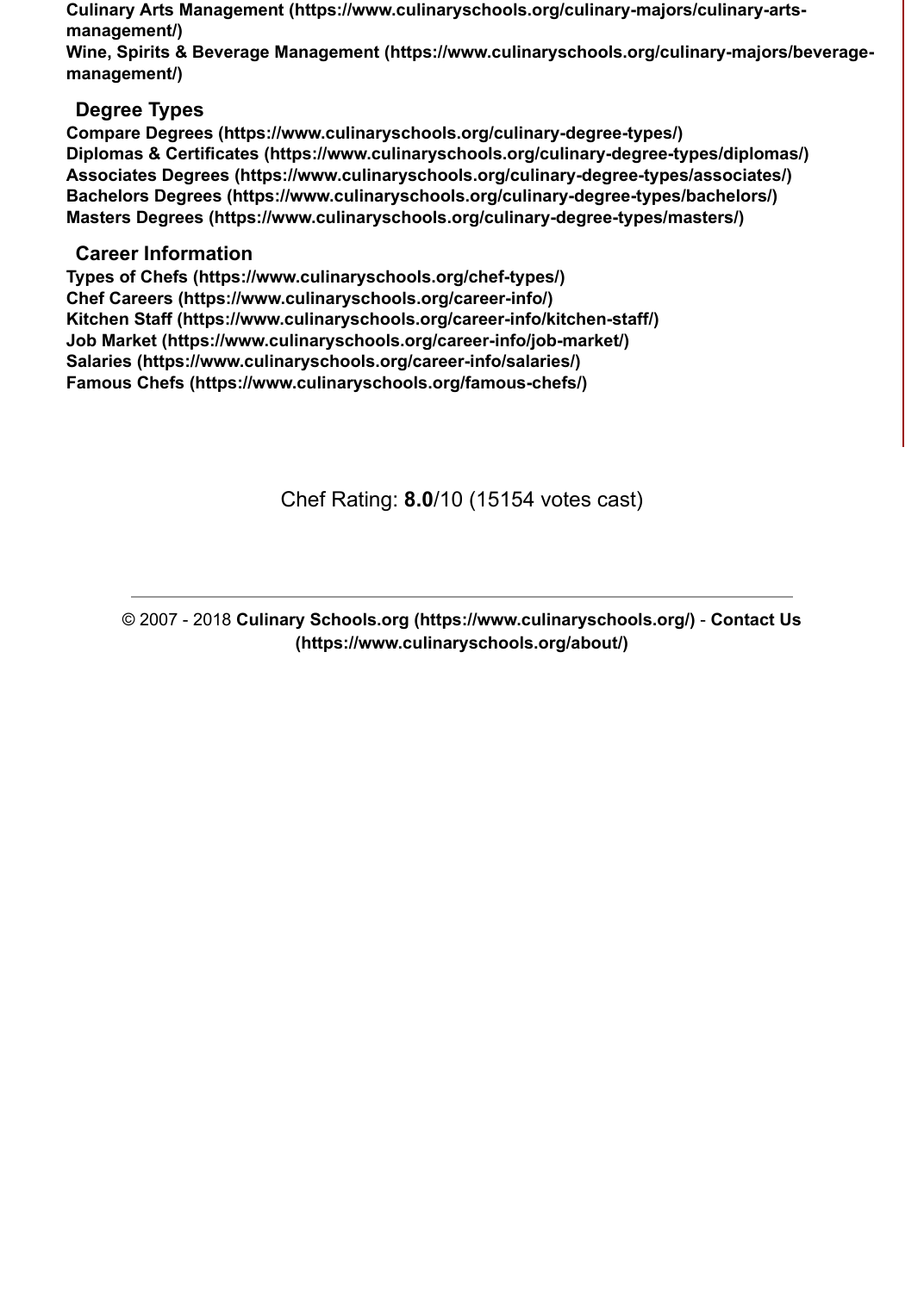**Culinary Arts Management (https://www.culinaryschools.org/culinary-majors/culinary-arts-management/)**
**Wine, Spirits & Beverage Management (https://www.culinaryschools.org/culinary-majors/beverage-management/)**

## Degree Types

**Compare Degrees (https://www.culinaryschools.org/culinary-degree-types/)**
**Diplomas & Certificates (https://www.culinaryschools.org/culinary-degree-types/diplomas/)**
**Associates Degrees (https://www.culinaryschools.org/culinary-degree-types/associates/)**
**Bachelors Degrees (https://www.culinaryschools.org/culinary-degree-types/bachelors/)**
**Masters Degrees (https://www.culinaryschools.org/culinary-degree-types/masters/)**

## Career Information

**Types of Chefs (https://www.culinaryschools.org/chef-types/)**
**Chef Careers (https://www.culinaryschools.org/career-info/)**
**Kitchen Staff (https://www.culinaryschools.org/career-info/kitchen-staff/)**
**Job Market (https://www.culinaryschools.org/career-info/job-market/)**
**Salaries (https://www.culinaryschools.org/career-info/salaries/)**
**Famous Chefs (https://www.culinaryschools.org/famous-chefs/)**

Chef Rating: **8.0**/10 (15154 votes cast)

---

© 2007 - 2018 **Culinary Schools.org (https://www.culinaryschools.org/)** - **Contact Us (https://www.culinaryschools.org/about/)**